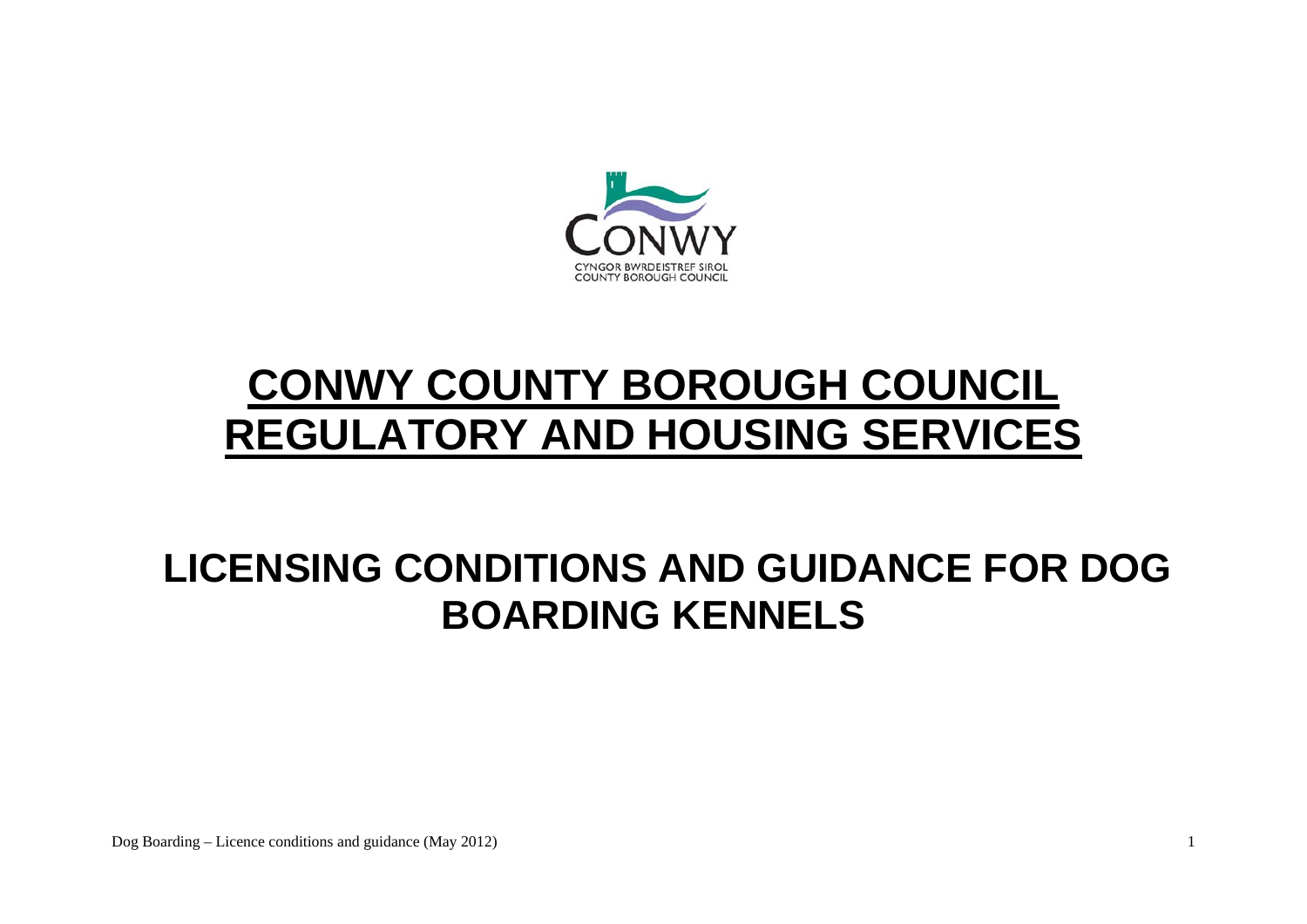CONWY

CYNGOR BWRDEISTREF SIROL
COUNTY BOROUGH COUNCIL

# CONWY COUNTY BOROUGH COUNCIL
# REGULATORY AND HOUSING SERVICES

## LICENSING CONDITIONS AND GUIDANCE FOR DOG BOARDING KENNELS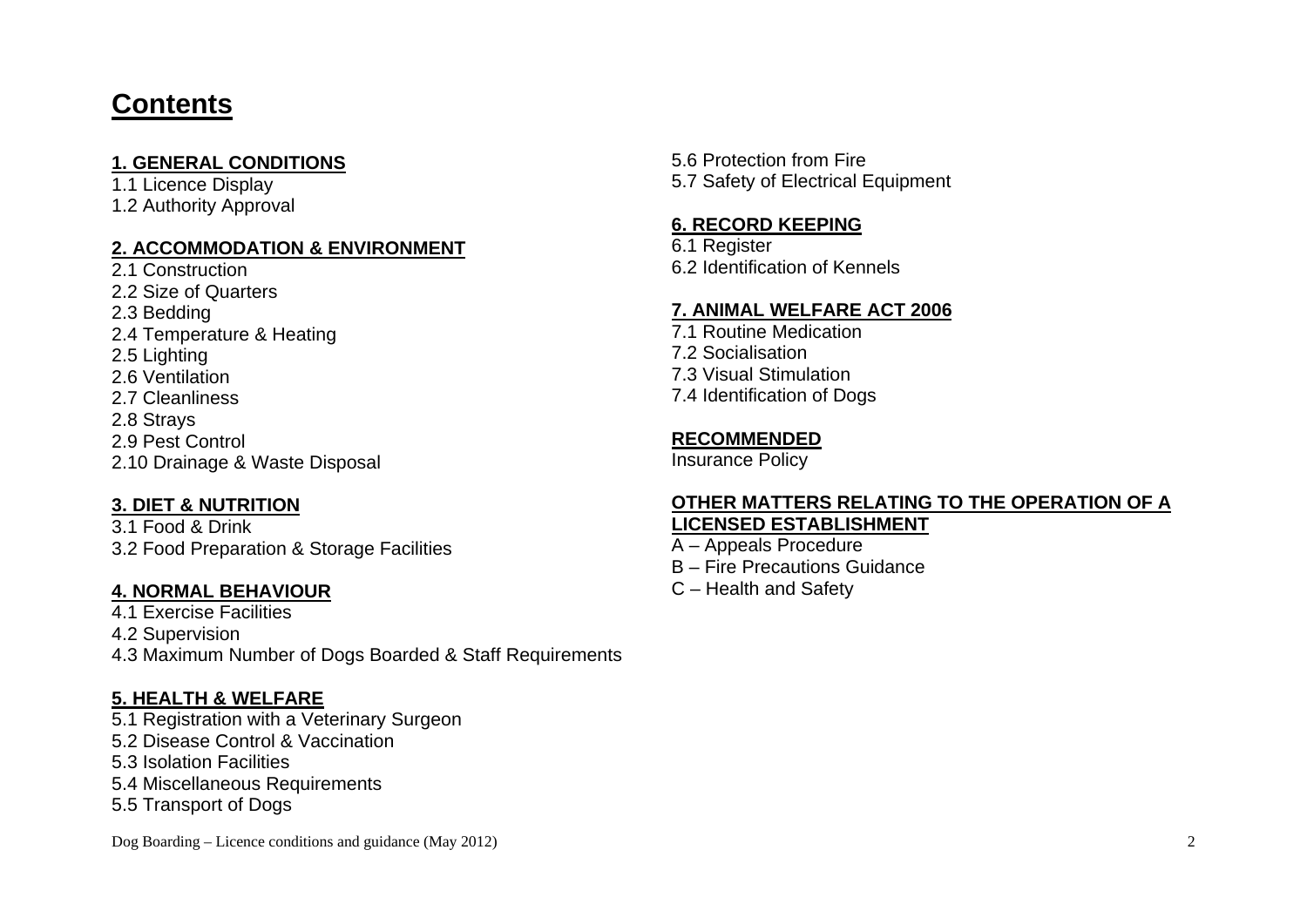# Contents

**1. GENERAL CONDITIONS**

1.1 Licence Display
1.2 Authority Approval

**2. ACCOMMODATION & ENVIRONMENT**

2.1 Construction
2.2 Size of Quarters
2.3 Bedding
2.4 Temperature & Heating
2.5 Lighting
2.6 Ventilation
2.7 Cleanliness
2.8 Strays
2.9 Pest Control
2.10 Drainage & Waste Disposal

**3. DIET & NUTRITION**

3.1 Food & Drink
3.2 Food Preparation & Storage Facilities

**4. NORMAL BEHAVIOUR**

4.1 Exercise Facilities
4.2 Supervision
4.3 Maximum Number of Dogs Boarded & Staff Requirements

**5. HEALTH & WELFARE**

5.1 Registration with a Veterinary Surgeon
5.2 Disease Control & Vaccination
5.3 Isolation Facilities
5.4 Miscellaneous Requirements
5.5 Transport of Dogs
5.6 Protection from Fire
5.7 Safety of Electrical Equipment

**6. RECORD KEEPING**

6.1 Register
6.2 Identification of Kennels

**7. ANIMAL WELFARE ACT 2006**

7.1 Routine Medication
7.2 Socialisation
7.3 Visual Stimulation
7.4 Identification of Dogs

**RECOMMENDED**

Insurance Policy

**OTHER MATTERS RELATING TO THE OPERATION OF A LICENSED ESTABLISHMENT**

A – Appeals Procedure
B – Fire Precautions Guidance
C – Health and Safety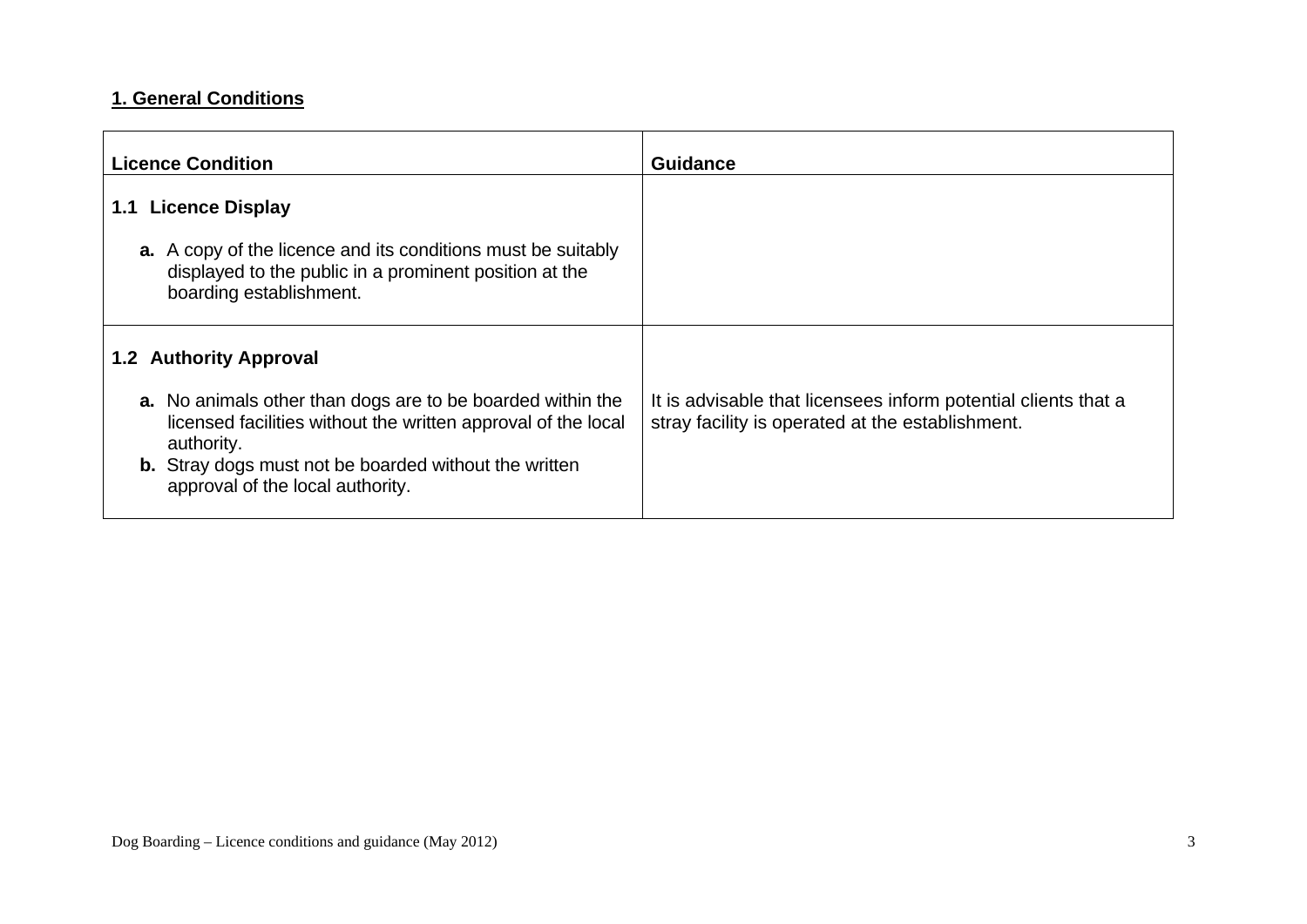## 1. General Conditions

| Licence Condition | Guidance |
| --- | --- |
| **1.1 Licence Display**<br><br>**a.** A copy of the licence and its conditions must be suitably displayed to the public in a prominent position at the boarding establishment. | |
| **1.2 Authority Approval**<br><br>**a.** No animals other than dogs are to be boarded within the licensed facilities without the written approval of the local authority.<br>**b.** Stray dogs must not be boarded without the written approval of the local authority. | It is advisable that licensees inform potential clients that a stray facility is operated at the establishment. |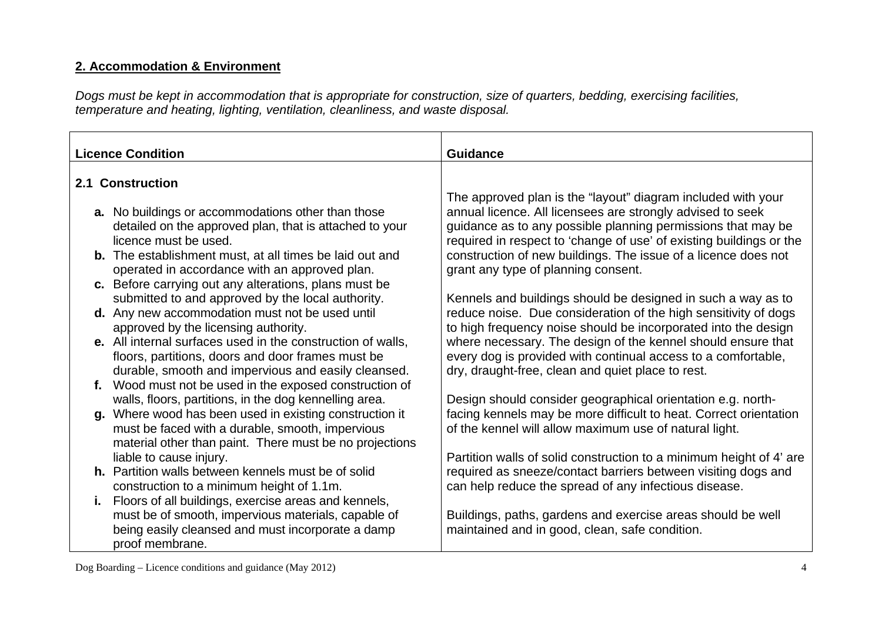**2. Accommodation & Environment**

*Dogs must be kept in accommodation that is appropriate for construction, size of quarters, bedding, exercising facilities, temperature and heating, lighting, ventilation, cleanliness, and waste disposal.*

| Licence Condition | Guidance |
| --- | --- |
| **2.1 Construction**<br><br>**a.** No buildings or accommodations other than those detailed on the approved plan, that is attached to your licence must be used.<br>**b.** The establishment must, at all times be laid out and operated in accordance with an approved plan.<br>**c.** Before carrying out any alterations, plans must be submitted to and approved by the local authority.<br>**d.** Any new accommodation must not be used until approved by the licensing authority.<br>**e.** All internal surfaces used in the construction of walls, floors, partitions, doors and door frames must be durable, smooth and impervious and easily cleansed.<br>**f.** Wood must not be used in the exposed construction of walls, floors, partitions, in the dog kennelling area.<br>**g.** Where wood has been used in existing construction it must be faced with a durable, smooth, impervious material other than paint. There must be no projections liable to cause injury.<br>**h.** Partition walls between kennels must be of solid construction to a minimum height of 1.1m.<br>**i.** Floors of all buildings, exercise areas and kennels, must be of smooth, impervious materials, capable of being easily cleansed and must incorporate a damp proof membrane. | The approved plan is the "layout" diagram included with your annual licence. All licensees are strongly advised to seek guidance as to any possible planning permissions that may be required in respect to 'change of use' of existing buildings or the construction of new buildings. The issue of a licence does not grant any type of planning consent.<br><br>Kennels and buildings should be designed in such a way as to reduce noise. Due consideration of the high sensitivity of dogs to high frequency noise should be incorporated into the design where necessary. The design of the kennel should ensure that every dog is provided with continual access to a comfortable, dry, draught-free, clean and quiet place to rest.<br><br>Design should consider geographical orientation e.g. north-facing kennels may be more difficult to heat. Correct orientation of the kennel will allow maximum use of natural light.<br><br>Partition walls of solid construction to a minimum height of 4' are required as sneeze/contact barriers between visiting dogs and can help reduce the spread of any infectious disease.<br><br>Buildings, paths, gardens and exercise areas should be well maintained and in good, clean, safe condition. |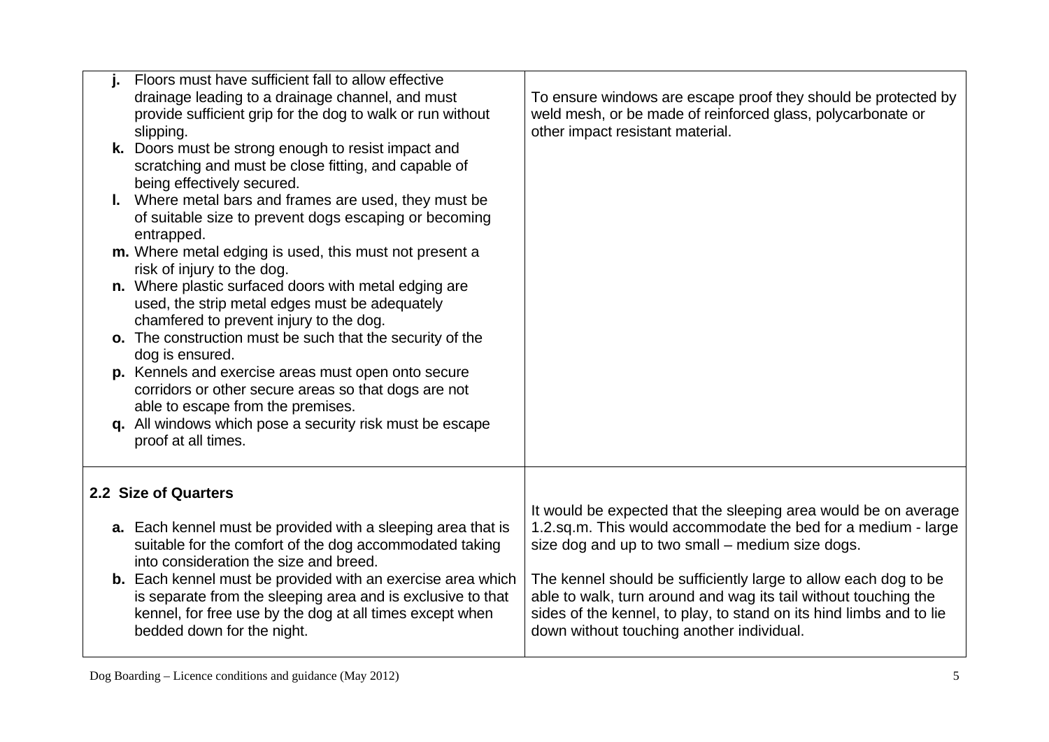| | |
|---|---|
| **j.** Floors must have sufficient fall to allow effective drainage leading to a drainage channel, and must provide sufficient grip for the dog to walk or run without slipping.<br>**k.** Doors must be strong enough to resist impact and scratching and must be close fitting, and capable of being effectively secured.<br>**l.** Where metal bars and frames are used, they must be of suitable size to prevent dogs escaping or becoming entrapped.<br>**m.** Where metal edging is used, this must not present a risk of injury to the dog.<br>**n.** Where plastic surfaced doors with metal edging are used, the strip metal edges must be adequately chamfered to prevent injury to the dog.<br>**o.** The construction must be such that the security of the dog is ensured.<br>**p.** Kennels and exercise areas must open onto secure corridors or other secure areas so that dogs are not able to escape from the premises.<br>**q.** All windows which pose a security risk must be escape proof at all times. | To ensure windows are escape proof they should be protected by weld mesh, or be made of reinforced glass, polycarbonate or other impact resistant material. |
| **2.2 Size of Quarters**<br><br>**a.** Each kennel must be provided with a sleeping area that is suitable for the comfort of the dog accommodated taking into consideration the size and breed.<br>**b.** Each kennel must be provided with an exercise area which is separate from the sleeping area and is exclusive to that kennel, for free use by the dog at all times except when bedded down for the night. | It would be expected that the sleeping area would be on average 1.2.sq.m. This would accommodate the bed for a medium - large size dog and up to two small – medium size dogs.<br><br>The kennel should be sufficiently large to allow each dog to be able to walk, turn around and wag its tail without touching the sides of the kennel, to play, to stand on its hind limbs and to lie down without touching another individual. |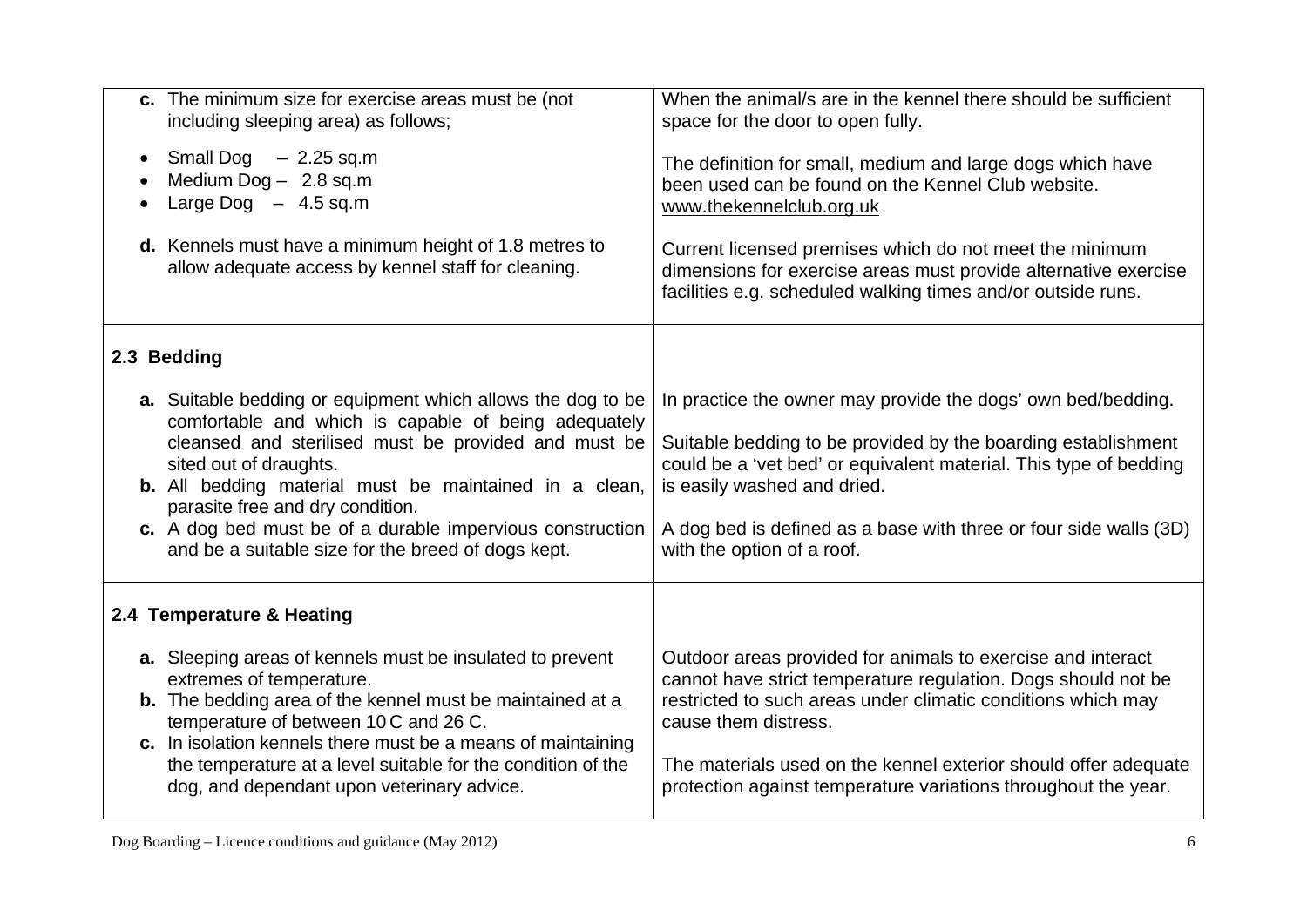| | |
|---|---|
| **c.** The minimum size for exercise areas must be (not including sleeping area) as follows;<br>• Small Dog – 2.25 sq.m<br>• Medium Dog – 2.8 sq.m<br>• Large Dog – 4.5 sq.m<br><br>**d.** Kennels must have a minimum height of 1.8 metres to allow adequate access by kennel staff for cleaning. | When the animal/s are in the kennel there should be sufficient space for the door to open fully.<br><br>The definition for small, medium and large dogs which have been used can be found on the Kennel Club website. www.thekennelclub.org.uk<br><br>Current licensed premises which do not meet the minimum dimensions for exercise areas must provide alternative exercise facilities e.g. scheduled walking times and/or outside runs. |
| **2.3 Bedding**<br><br>**a.** Suitable bedding or equipment which allows the dog to be comfortable and which is capable of being adequately cleansed and sterilised must be provided and must be sited out of draughts.<br>**b.** All bedding material must be maintained in a clean, parasite free and dry condition.<br>**c.** A dog bed must be of a durable impervious construction and be a suitable size for the breed of dogs kept. | In practice the owner may provide the dogs' own bed/bedding.<br><br>Suitable bedding to be provided by the boarding establishment could be a 'vet bed' or equivalent material. This type of bedding is easily washed and dried.<br><br>A dog bed is defined as a base with three or four side walls (3D) with the option of a roof. |
| **2.4 Temperature & Heating**<br><br>**a.** Sleeping areas of kennels must be insulated to prevent extremes of temperature.<br>**b.** The bedding area of the kennel must be maintained at a temperature of between 10 C and 26 C.<br>**c.** In isolation kennels there must be a means of maintaining the temperature at a level suitable for the condition of the dog, and dependant upon veterinary advice. | Outdoor areas provided for animals to exercise and interact cannot have strict temperature regulation. Dogs should not be restricted to such areas under climatic conditions which may cause them distress.<br><br>The materials used on the kennel exterior should offer adequate protection against temperature variations throughout the year. |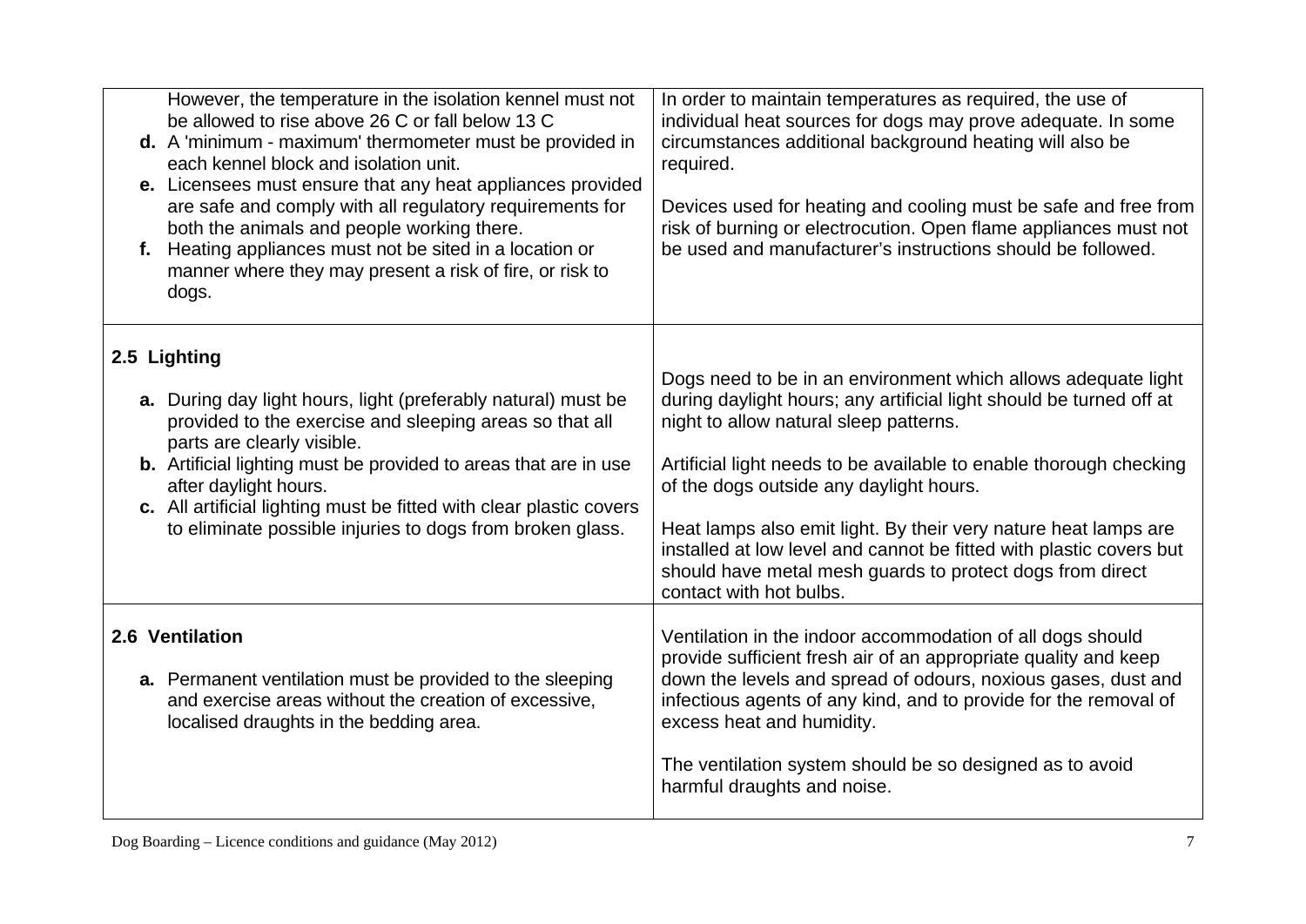| | |
|---|---|
| However, the temperature in the isolation kennel must not be allowed to rise above 26 C or fall below 13 C<br>**d.** A 'minimum - maximum' thermometer must be provided in each kennel block and isolation unit.<br>**e.** Licensees must ensure that any heat appliances provided are safe and comply with all regulatory requirements for both the animals and people working there.<br>**f.** Heating appliances must not be sited in a location or manner where they may present a risk of fire, or risk to dogs. | In order to maintain temperatures as required, the use of individual heat sources for dogs may prove adequate. In some circumstances additional background heating will also be required.<br><br>Devices used for heating and cooling must be safe and free from risk of burning or electrocution. Open flame appliances must not be used and manufacturer's instructions should be followed. |
| **2.5 Lighting**<br><br>**a.** During day light hours, light (preferably natural) must be provided to the exercise and sleeping areas so that all parts are clearly visible.<br>**b.** Artificial lighting must be provided to areas that are in use after daylight hours.<br>**c.** All artificial lighting must be fitted with clear plastic covers to eliminate possible injuries to dogs from broken glass. | Dogs need to be in an environment which allows adequate light during daylight hours; any artificial light should be turned off at night to allow natural sleep patterns.<br><br>Artificial light needs to be available to enable thorough checking of the dogs outside any daylight hours.<br><br>Heat lamps also emit light. By their very nature heat lamps are installed at low level and cannot be fitted with plastic covers but should have metal mesh guards to protect dogs from direct contact with hot bulbs. |
| **2.6 Ventilation**<br><br>**a.** Permanent ventilation must be provided to the sleeping and exercise areas without the creation of excessive, localised draughts in the bedding area. | Ventilation in the indoor accommodation of all dogs should provide sufficient fresh air of an appropriate quality and keep down the levels and spread of odours, noxious gases, dust and infectious agents of any kind, and to provide for the removal of excess heat and humidity.<br><br>The ventilation system should be so designed as to avoid harmful draughts and noise. |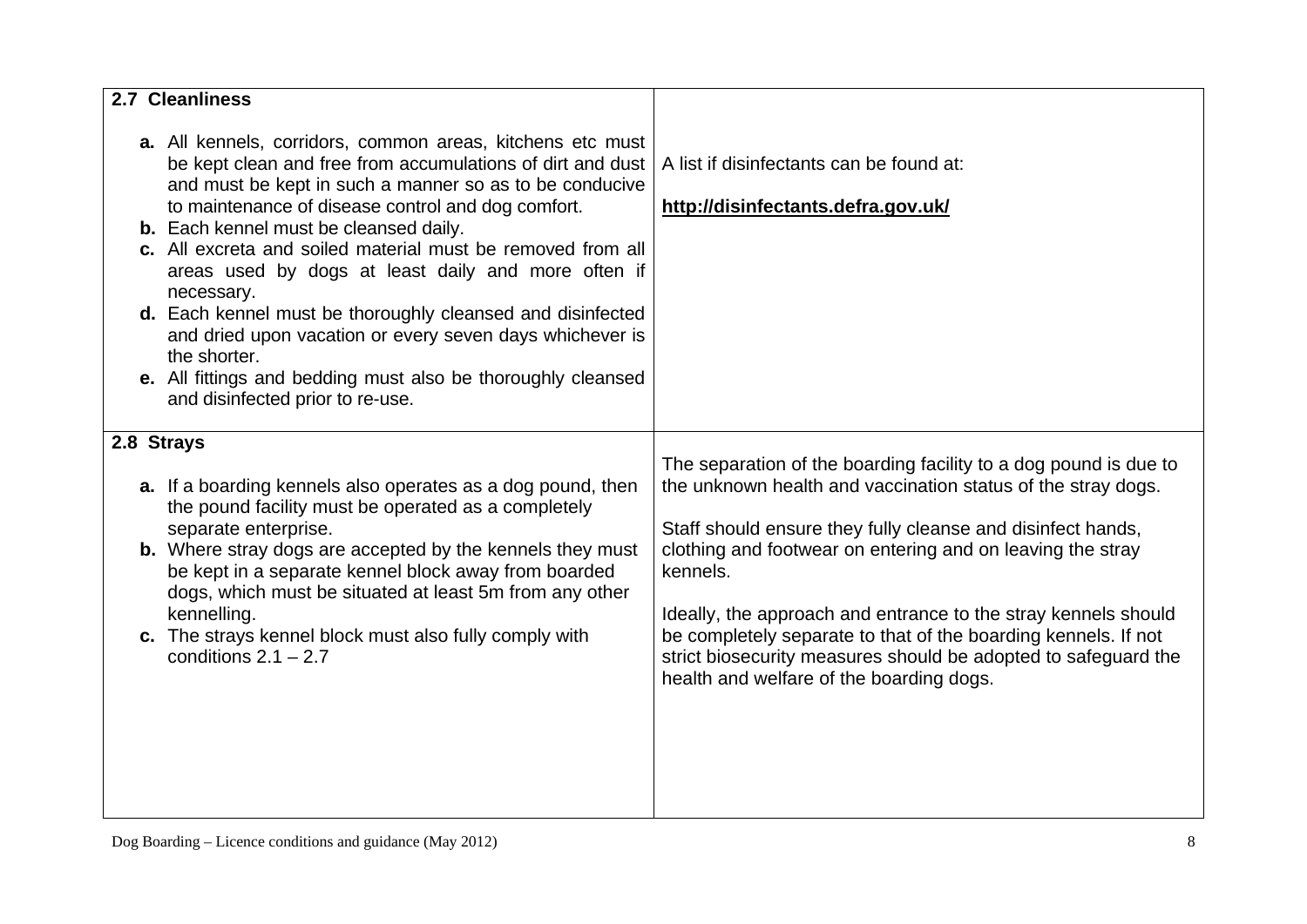| **2.7 Cleanliness** | |
|---|---|
| **a.** All kennels, corridors, common areas, kitchens etc must be kept clean and free from accumulations of dirt and dust and must be kept in such a manner so as to be conducive to maintenance of disease control and dog comfort.<br>**b.** Each kennel must be cleansed daily.<br>**c.** All excreta and soiled material must be removed from all areas used by dogs at least daily and more often if necessary.<br>**d.** Each kennel must be thoroughly cleansed and disinfected and dried upon vacation or every seven days whichever is the shorter.<br>**e.** All fittings and bedding must also be thoroughly cleansed and disinfected prior to re-use. | A list if disinfectants can be found at:<br><br>**http://disinfectants.defra.gov.uk/** |
| **2.8 Strays**<br><br>**a.** If a boarding kennels also operates as a dog pound, then the pound facility must be operated as a completely separate enterprise.<br>**b.** Where stray dogs are accepted by the kennels they must be kept in a separate kennel block away from boarded dogs, which must be situated at least 5m from any other kennelling.<br>**c.** The strays kennel block must also fully comply with conditions 2.1 – 2.7 | The separation of the boarding facility to a dog pound is due to the unknown health and vaccination status of the stray dogs.<br><br>Staff should ensure they fully cleanse and disinfect hands, clothing and footwear on entering and on leaving the stray kennels.<br><br>Ideally, the approach and entrance to the stray kennels should be completely separate to that of the boarding kennels. If not strict biosecurity measures should be adopted to safeguard the health and welfare of the boarding dogs. |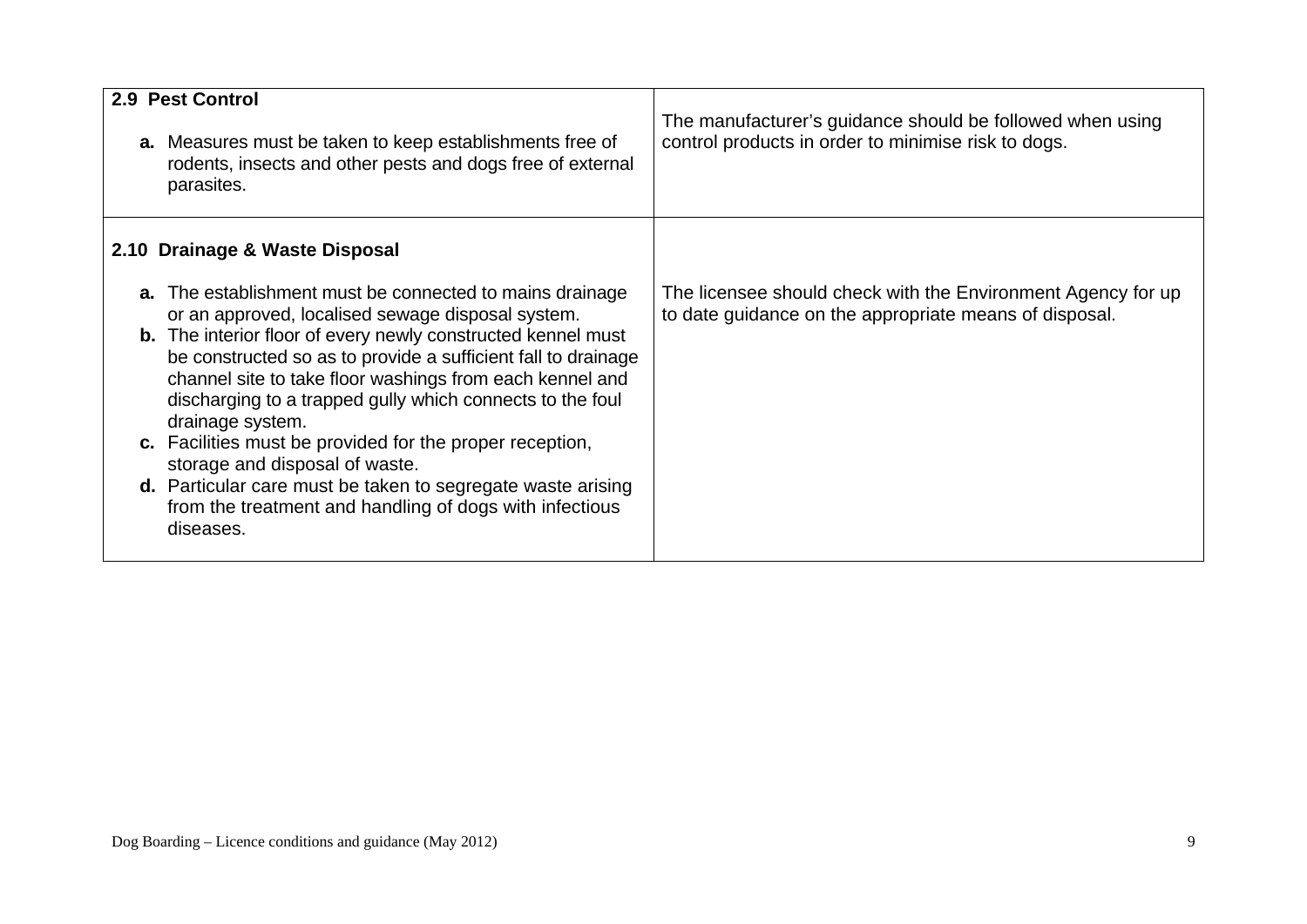| | |
|---|---|
| **2.9 Pest Control**<br><br>**a.** Measures must be taken to keep establishments free of rodents, insects and other pests and dogs free of external parasites. | The manufacturer's guidance should be followed when using control products in order to minimise risk to dogs. |
| **2.10 Drainage & Waste Disposal**<br><br>**a.** The establishment must be connected to mains drainage or an approved, localised sewage disposal system.<br>**b.** The interior floor of every newly constructed kennel must be constructed so as to provide a sufficient fall to drainage channel site to take floor washings from each kennel and discharging to a trapped gully which connects to the foul drainage system.<br>**c.** Facilities must be provided for the proper reception, storage and disposal of waste.<br>**d.** Particular care must be taken to segregate waste arising from the treatment and handling of dogs with infectious diseases. | The licensee should check with the Environment Agency for up to date guidance on the appropriate means of disposal. |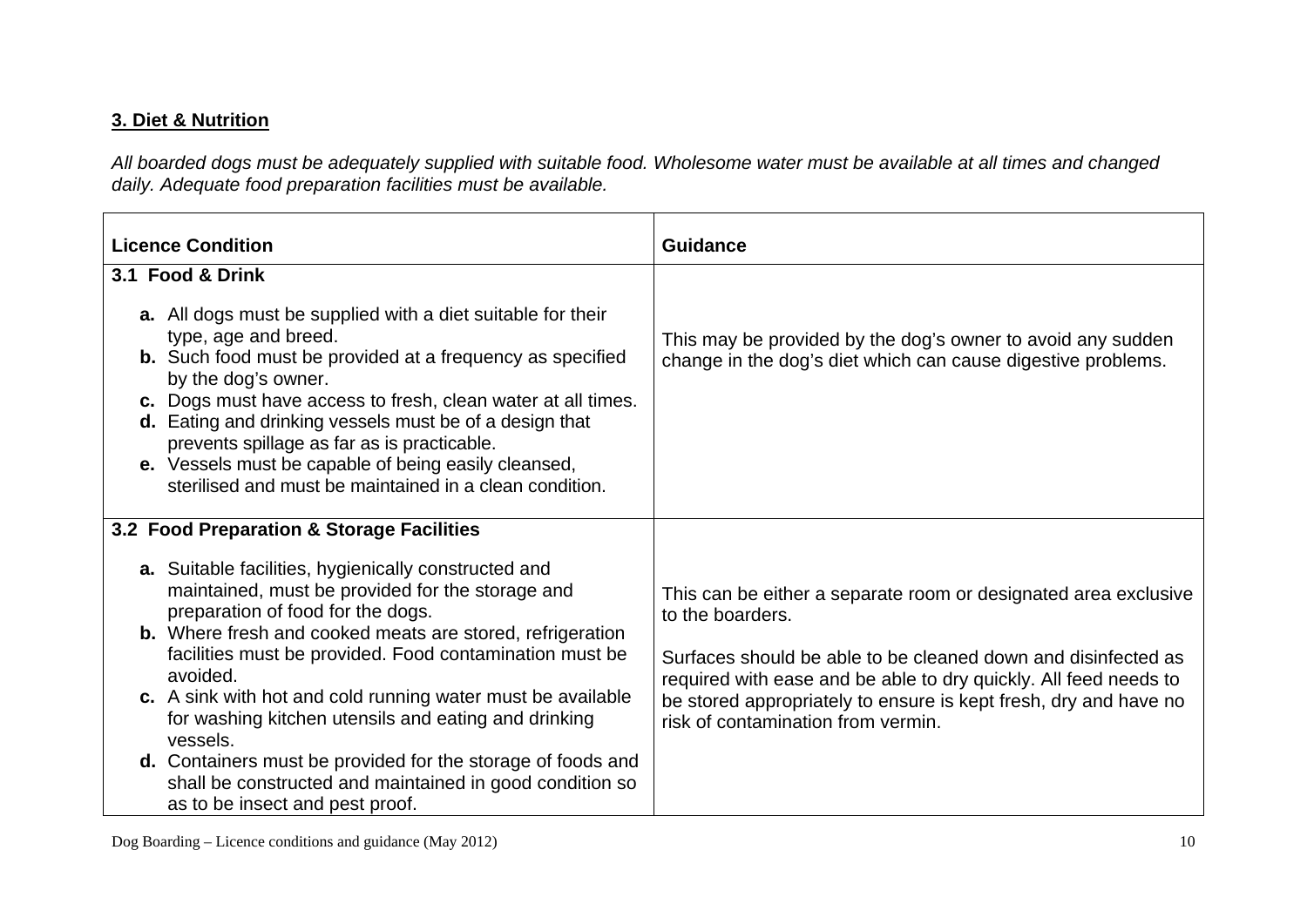## 3. Diet & Nutrition

*All boarded dogs must be adequately supplied with suitable food. Wholesome water must be available at all times and changed daily. Adequate food preparation facilities must be available.*

| Licence Condition | Guidance |
|---|---|
| **3.1 Food & Drink**<br><br>**a.** All dogs must be supplied with a diet suitable for their type, age and breed.<br>**b.** Such food must be provided at a frequency as specified by the dog's owner.<br>**c.** Dogs must have access to fresh, clean water at all times.<br>**d.** Eating and drinking vessels must be of a design that prevents spillage as far as is practicable.<br>**e.** Vessels must be capable of being easily cleansed, sterilised and must be maintained in a clean condition. | This may be provided by the dog's owner to avoid any sudden change in the dog's diet which can cause digestive problems. |
| **3.2 Food Preparation & Storage Facilities**<br><br>**a.** Suitable facilities, hygienically constructed and maintained, must be provided for the storage and preparation of food for the dogs.<br>**b.** Where fresh and cooked meats are stored, refrigeration facilities must be provided. Food contamination must be avoided.<br>**c.** A sink with hot and cold running water must be available for washing kitchen utensils and eating and drinking vessels.<br>**d.** Containers must be provided for the storage of foods and shall be constructed and maintained in good condition so as to be insect and pest proof. | This can be either a separate room or designated area exclusive to the boarders.<br><br>Surfaces should be able to be cleaned down and disinfected as required with ease and be able to dry quickly. All feed needs to be stored appropriately to ensure is kept fresh, dry and have no risk of contamination from vermin. |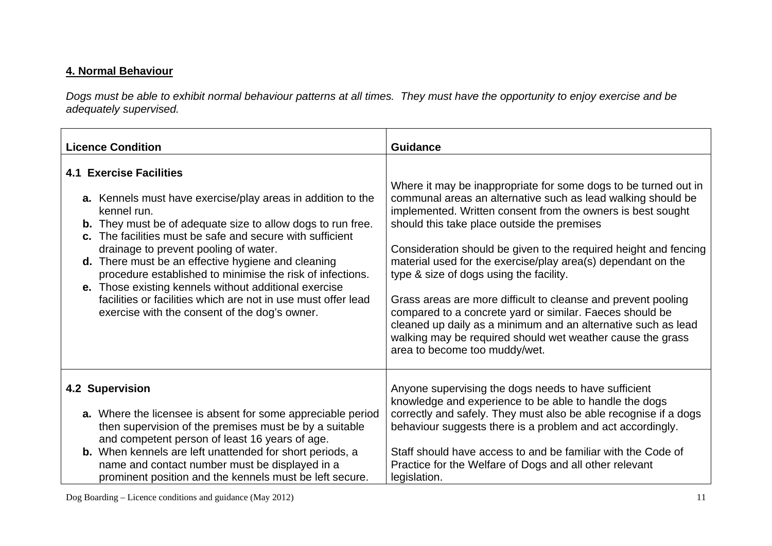## 4. Normal Behaviour

*Dogs must be able to exhibit normal behaviour patterns at all times. They must have the opportunity to enjoy exercise and be adequately supervised.*

| Licence Condition | Guidance |
|---|---|
| **4.1 Exercise Facilities**<br><br>**a.** Kennels must have exercise/play areas in addition to the kennel run.<br>**b.** They must be of adequate size to allow dogs to run free.<br>**c.** The facilities must be safe and secure with sufficient drainage to prevent pooling of water.<br>**d.** There must be an effective hygiene and cleaning procedure established to minimise the risk of infections.<br>**e.** Those existing kennels without additional exercise facilities or facilities which are not in use must offer lead exercise with the consent of the dog's owner. | Where it may be inappropriate for some dogs to be turned out in communal areas an alternative such as lead walking should be implemented. Written consent from the owners is best sought should this take place outside the premises<br><br>Consideration should be given to the required height and fencing material used for the exercise/play area(s) dependant on the type & size of dogs using the facility.<br><br>Grass areas are more difficult to cleanse and prevent pooling compared to a concrete yard or similar. Faeces should be cleaned up daily as a minimum and an alternative such as lead walking may be required should wet weather cause the grass area to become too muddy/wet. |
| **4.2 Supervision**<br><br>**a.** Where the licensee is absent for some appreciable period then supervision of the premises must be by a suitable and competent person of least 16 years of age.<br>**b.** When kennels are left unattended for short periods, a name and contact number must be displayed in a prominent position and the kennels must be left secure. | Anyone supervising the dogs needs to have sufficient knowledge and experience to be able to handle the dogs correctly and safely. They must also be able recognise if a dogs behaviour suggests there is a problem and act accordingly.<br><br>Staff should have access to and be familiar with the Code of Practice for the Welfare of Dogs and all other relevant legislation. |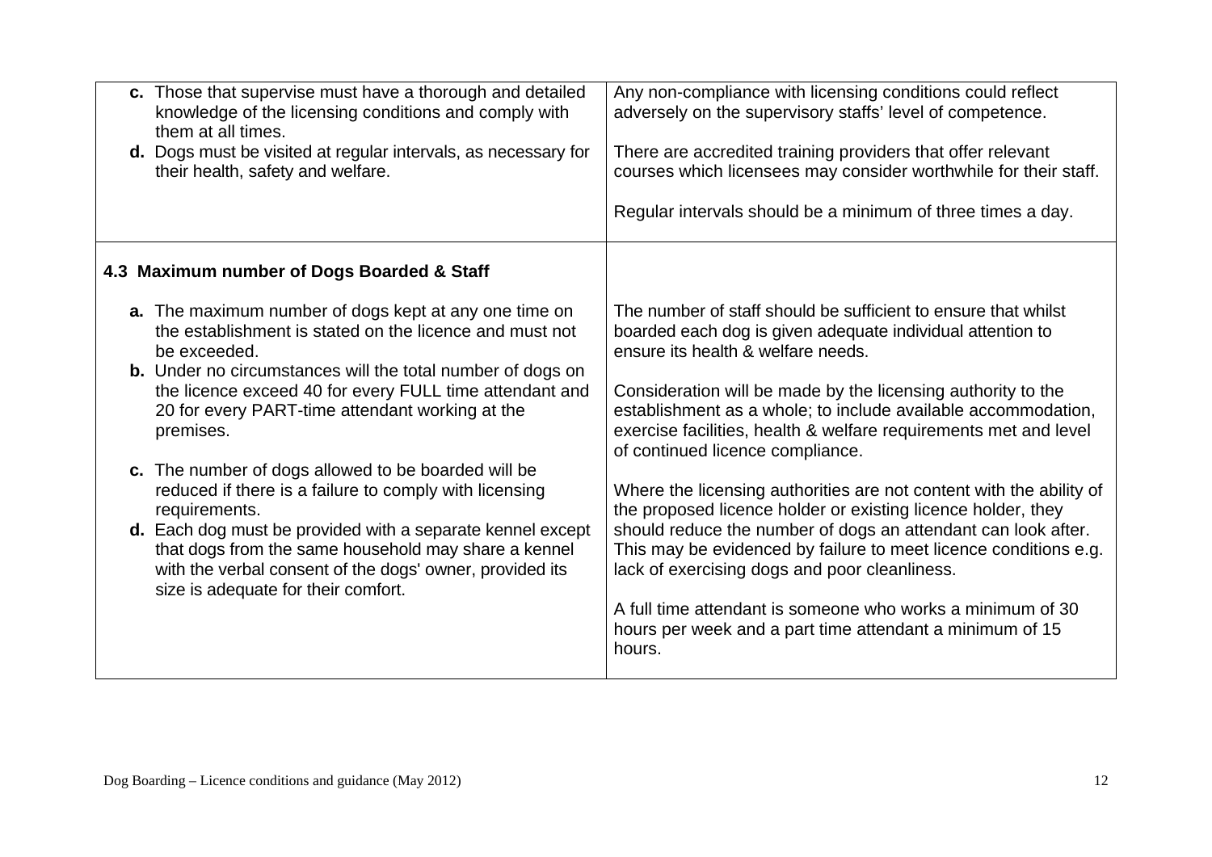| | |
|---|---|
| **c.** Those that supervise must have a thorough and detailed knowledge of the licensing conditions and comply with them at all times.<br>**d.** Dogs must be visited at regular intervals, as necessary for their health, safety and welfare. | Any non-compliance with licensing conditions could reflect adversely on the supervisory staffs' level of competence.<br><br>There are accredited training providers that offer relevant courses which licensees may consider worthwhile for their staff.<br><br>Regular intervals should be a minimum of three times a day. |
| **4.3 Maximum number of Dogs Boarded & Staff**<br><br>**a.** The maximum number of dogs kept at any one time on the establishment is stated on the licence and must not be exceeded.<br>**b.** Under no circumstances will the total number of dogs on the licence exceed 40 for every FULL time attendant and 20 for every PART-time attendant working at the premises.<br><br>**c.** The number of dogs allowed to be boarded will be reduced if there is a failure to comply with licensing requirements.<br>**d.** Each dog must be provided with a separate kennel except that dogs from the same household may share a kennel with the verbal consent of the dogs' owner, provided its size is adequate for their comfort. | The number of staff should be sufficient to ensure that whilst boarded each dog is given adequate individual attention to ensure its health & welfare needs.<br><br>Consideration will be made by the licensing authority to the establishment as a whole; to include available accommodation, exercise facilities, health & welfare requirements met and level of continued licence compliance.<br><br>Where the licensing authorities are not content with the ability of the proposed licence holder or existing licence holder, they should reduce the number of dogs an attendant can look after. This may be evidenced by failure to meet licence conditions e.g. lack of exercising dogs and poor cleanliness.<br><br>A full time attendant is someone who works a minimum of 30 hours per week and a part time attendant a minimum of 15 hours. |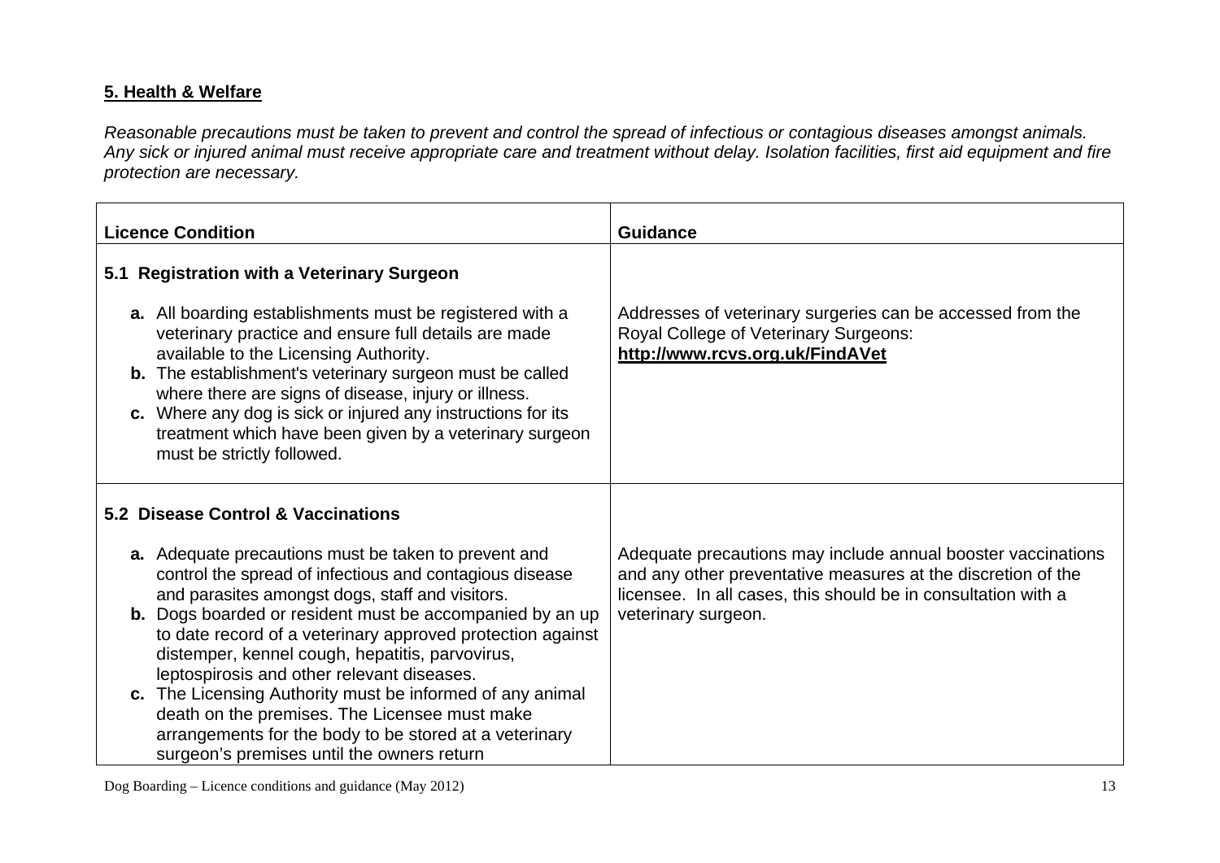## 5. Health & Welfare

*Reasonable precautions must be taken to prevent and control the spread of infectious or contagious diseases amongst animals. Any sick or injured animal must receive appropriate care and treatment without delay. Isolation facilities, first aid equipment and fire protection are necessary.*

| Licence Condition | Guidance |
|---|---|
| **5.1 Registration with a Veterinary Surgeon**<br><br>**a.** All boarding establishments must be registered with a veterinary practice and ensure full details are made available to the Licensing Authority.<br>**b.** The establishment's veterinary surgeon must be called where there are signs of disease, injury or illness.<br>**c.** Where any dog is sick or injured any instructions for its treatment which have been given by a veterinary surgeon must be strictly followed. | Addresses of veterinary surgeries can be accessed from the Royal College of Veterinary Surgeons: **http://www.rcvs.org.uk/FindAVet** |
| **5.2 Disease Control & Vaccinations**<br><br>**a.** Adequate precautions must be taken to prevent and control the spread of infectious and contagious disease and parasites amongst dogs, staff and visitors.<br>**b.** Dogs boarded or resident must be accompanied by an up to date record of a veterinary approved protection against distemper, kennel cough, hepatitis, parvovirus, leptospirosis and other relevant diseases.<br>**c.** The Licensing Authority must be informed of any animal death on the premises. The Licensee must make arrangements for the body to be stored at a veterinary surgeon's premises until the owners return | Adequate precautions may include annual booster vaccinations and any other preventative measures at the discretion of the licensee. In all cases, this should be in consultation with a veterinary surgeon. |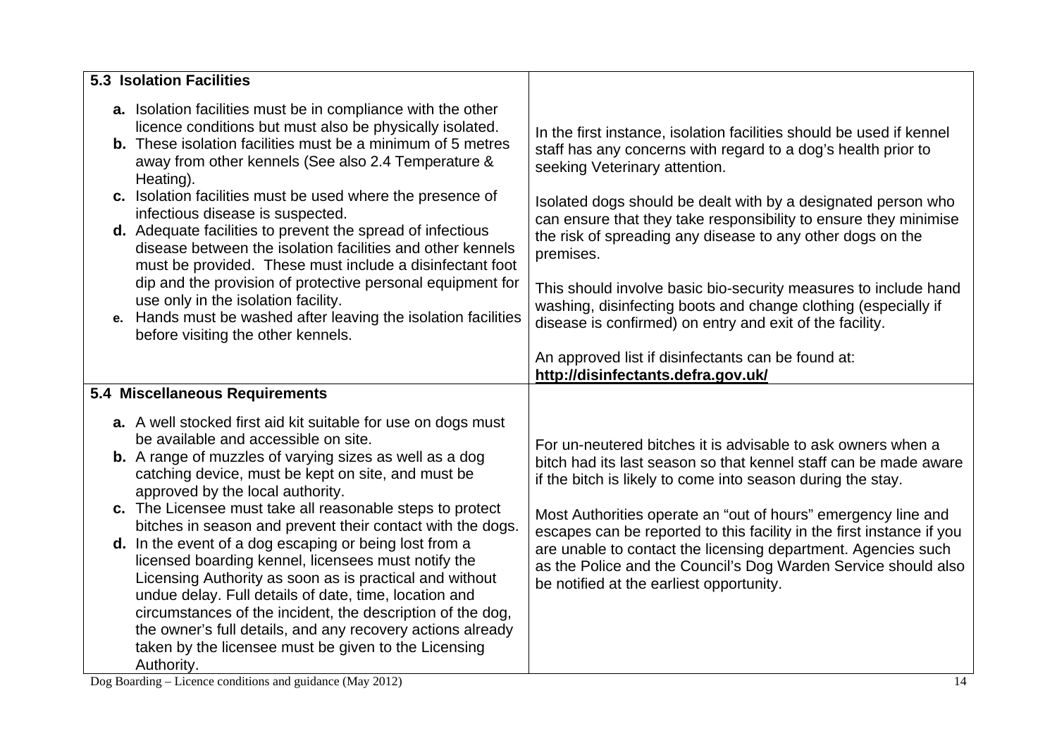| 5.3 Isolation Facilities | |
|---|---|
| **a.** Isolation facilities must be in compliance with the other licence conditions but must also be physically isolated.<br>**b.** These isolation facilities must be a minimum of 5 metres away from other kennels (See also 2.4 Temperature & Heating).<br>**c.** Isolation facilities must be used where the presence of infectious disease is suspected.<br>**d.** Adequate facilities to prevent the spread of infectious disease between the isolation facilities and other kennels must be provided. These must include a disinfectant foot dip and the provision of protective personal equipment for use only in the isolation facility.<br>**e.** Hands must be washed after leaving the isolation facilities before visiting the other kennels. | In the first instance, isolation facilities should be used if kennel staff has any concerns with regard to a dog's health prior to seeking Veterinary attention.<br><br>Isolated dogs should be dealt with by a designated person who can ensure that they take responsibility to ensure they minimise the risk of spreading any disease to any other dogs on the premises.<br><br>This should involve basic bio-security measures to include hand washing, disinfecting boots and change clothing (especially if disease is confirmed) on entry and exit of the facility.<br><br>An approved list if disinfectants can be found at: **http://disinfectants.defra.gov.uk/** |
| **5.4 Miscellaneous Requirements** | |
| **a.** A well stocked first aid kit suitable for use on dogs must be available and accessible on site.<br>**b.** A range of muzzles of varying sizes as well as a dog catching device, must be kept on site, and must be approved by the local authority.<br>**c.** The Licensee must take all reasonable steps to protect bitches in season and prevent their contact with the dogs.<br>**d.** In the event of a dog escaping or being lost from a licensed boarding kennel, licensees must notify the Licensing Authority as soon as is practical and without undue delay. Full details of date, time, location and circumstances of the incident, the description of the dog, the owner's full details, and any recovery actions already taken by the licensee must be given to the Licensing Authority. | For un-neutered bitches it is advisable to ask owners when a bitch had its last season so that kennel staff can be made aware if the bitch is likely to come into season during the stay.<br><br>Most Authorities operate an "out of hours" emergency line and escapes can be reported to this facility in the first instance if you are unable to contact the licensing department. Agencies such as the Police and the Council's Dog Warden Service should also be notified at the earliest opportunity. |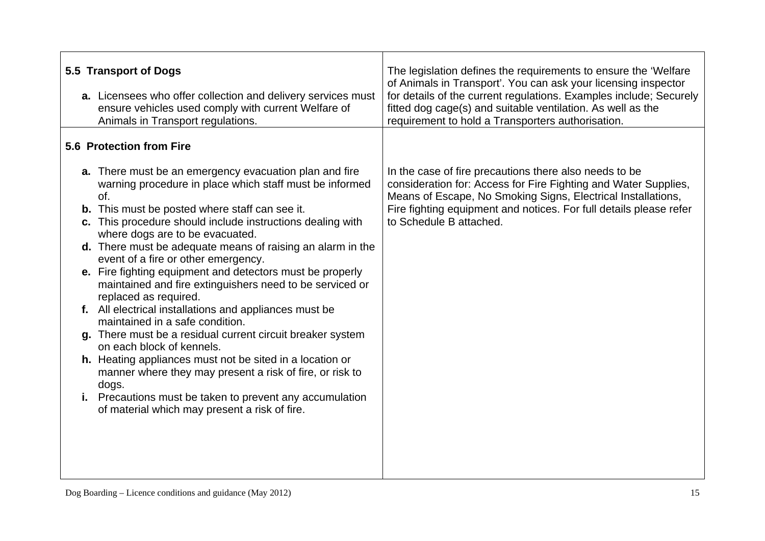| 5.5 Transport of Dogs<br><br>**a.** Licensees who offer collection and delivery services must ensure vehicles used comply with current Welfare of Animals in Transport regulations. | The legislation defines the requirements to ensure the 'Welfare of Animals in Transport'. You can ask your licensing inspector for details of the current regulations. Examples include; Securely fitted dog cage(s) and suitable ventilation. As well as the requirement to hold a Transporters authorisation. |
|---|---|
| **5.6 Protection from Fire**<br><br>**a.** There must be an emergency evacuation plan and fire warning procedure in place which staff must be informed of.<br>**b.** This must be posted where staff can see it.<br>**c.** This procedure should include instructions dealing with where dogs are to be evacuated.<br>**d.** There must be adequate means of raising an alarm in the event of a fire or other emergency.<br>**e.** Fire fighting equipment and detectors must be properly maintained and fire extinguishers need to be serviced or replaced as required.<br>**f.** All electrical installations and appliances must be maintained in a safe condition.<br>**g.** There must be a residual current circuit breaker system on each block of kennels.<br>**h.** Heating appliances must not be sited in a location or manner where they may present a risk of fire, or risk to dogs.<br>**i.** Precautions must be taken to prevent any accumulation of material which may present a risk of fire. | In the case of fire precautions there also needs to be consideration for: Access for Fire Fighting and Water Supplies, Means of Escape, No Smoking Signs, Electrical Installations, Fire fighting equipment and notices. For full details please refer to Schedule B attached. |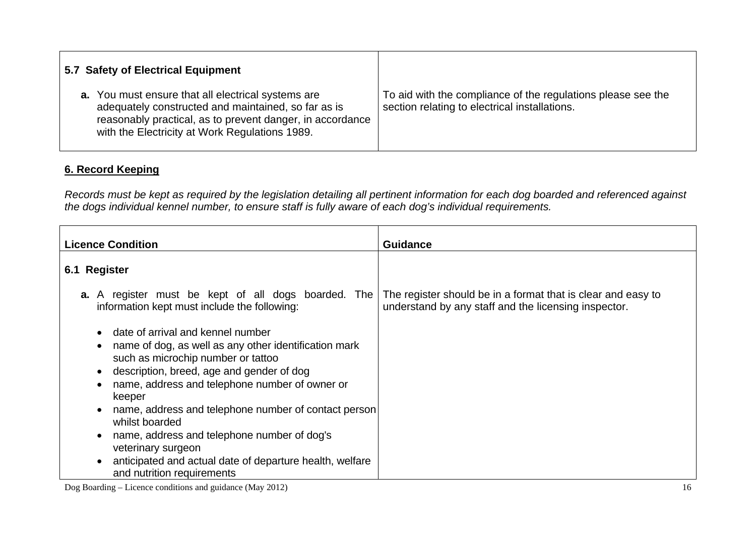| 5.7 Safety of Electrical Equipment | |
|---|---|
| **a.** You must ensure that all electrical systems are adequately constructed and maintained, so far as is reasonably practical, as to prevent danger, in accordance with the Electricity at Work Regulations 1989. | To aid with the compliance of the regulations please see the section relating to electrical installations. |

## 6. Record Keeping

*Records must be kept as required by the legislation detailing all pertinent information for each dog boarded and referenced against the dogs individual kennel number, to ensure staff is fully aware of each dog's individual requirements.*

| Licence Condition | Guidance |
|---|---|
| **6.1 Register** | |
| **a.** A register must be kept of all dogs boarded. The information kept must include the following:<br>• date of arrival and kennel number<br>• name of dog, as well as any other identification mark such as microchip number or tattoo<br>• description, breed, age and gender of dog<br>• name, address and telephone number of owner or keeper<br>• name, address and telephone number of contact person whilst boarded<br>• name, address and telephone number of dog's veterinary surgeon<br>• anticipated and actual date of departure health, welfare and nutrition requirements | The register should be in a format that is clear and easy to understand by any staff and the licensing inspector. |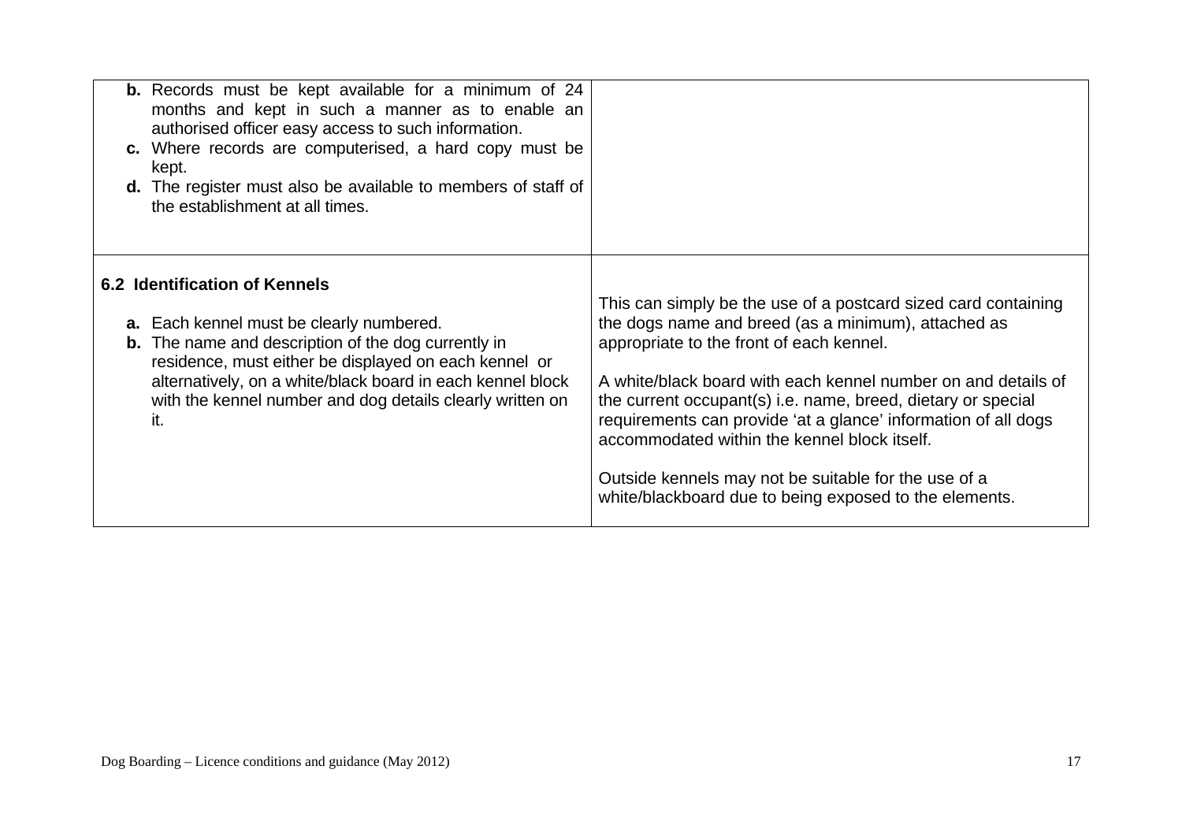| | |
|---|---|
| **b.** Records must be kept available for a minimum of 24 months and kept in such a manner as to enable an authorised officer easy access to such information.<br>**c.** Where records are computerised, a hard copy must be kept.<br>**d.** The register must also be available to members of staff of the establishment at all times. | |
| **6.2 Identification of Kennels**<br><br>**a.** Each kennel must be clearly numbered.<br>**b.** The name and description of the dog currently in residence, must either be displayed on each kennel or alternatively, on a white/black board in each kennel block with the kennel number and dog details clearly written on it. | This can simply be the use of a postcard sized card containing the dogs name and breed (as a minimum), attached as appropriate to the front of each kennel.<br><br>A white/black board with each kennel number on and details of the current occupant(s) i.e. name, breed, dietary or special requirements can provide 'at a glance' information of all dogs accommodated within the kennel block itself.<br><br>Outside kennels may not be suitable for the use of a white/blackboard due to being exposed to the elements. |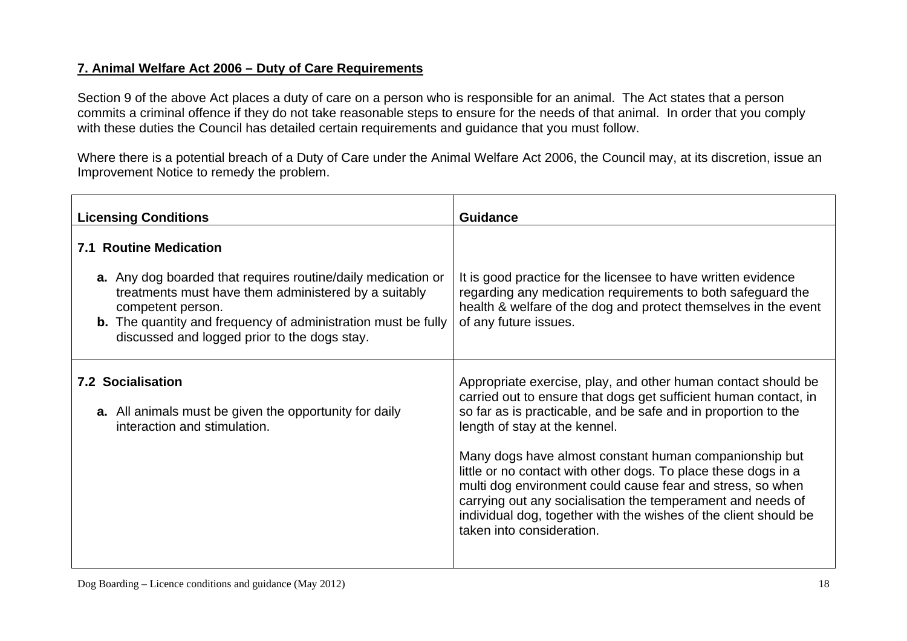## 7. Animal Welfare Act 2006 – Duty of Care Requirements

Section 9 of the above Act places a duty of care on a person who is responsible for an animal. The Act states that a person commits a criminal offence if they do not take reasonable steps to ensure for the needs of that animal. In order that you comply with these duties the Council has detailed certain requirements and guidance that you must follow.

Where there is a potential breach of a Duty of Care under the Animal Welfare Act 2006, the Council may, at its discretion, issue an Improvement Notice to remedy the problem.

| Licensing Conditions | Guidance |
|---|---|
| **7.1 Routine Medication**<br><br>**a.** Any dog boarded that requires routine/daily medication or treatments must have them administered by a suitably competent person.<br>**b.** The quantity and frequency of administration must be fully discussed and logged prior to the dogs stay. | It is good practice for the licensee to have written evidence regarding any medication requirements to both safeguard the health & welfare of the dog and protect themselves in the event of any future issues. |
| **7.2 Socialisation**<br><br>**a.** All animals must be given the opportunity for daily interaction and stimulation. | Appropriate exercise, play, and other human contact should be carried out to ensure that dogs get sufficient human contact, in so far as is practicable, and be safe and in proportion to the length of stay at the kennel.<br><br>Many dogs have almost constant human companionship but little or no contact with other dogs. To place these dogs in a multi dog environment could cause fear and stress, so when carrying out any socialisation the temperament and needs of individual dog, together with the wishes of the client should be taken into consideration. |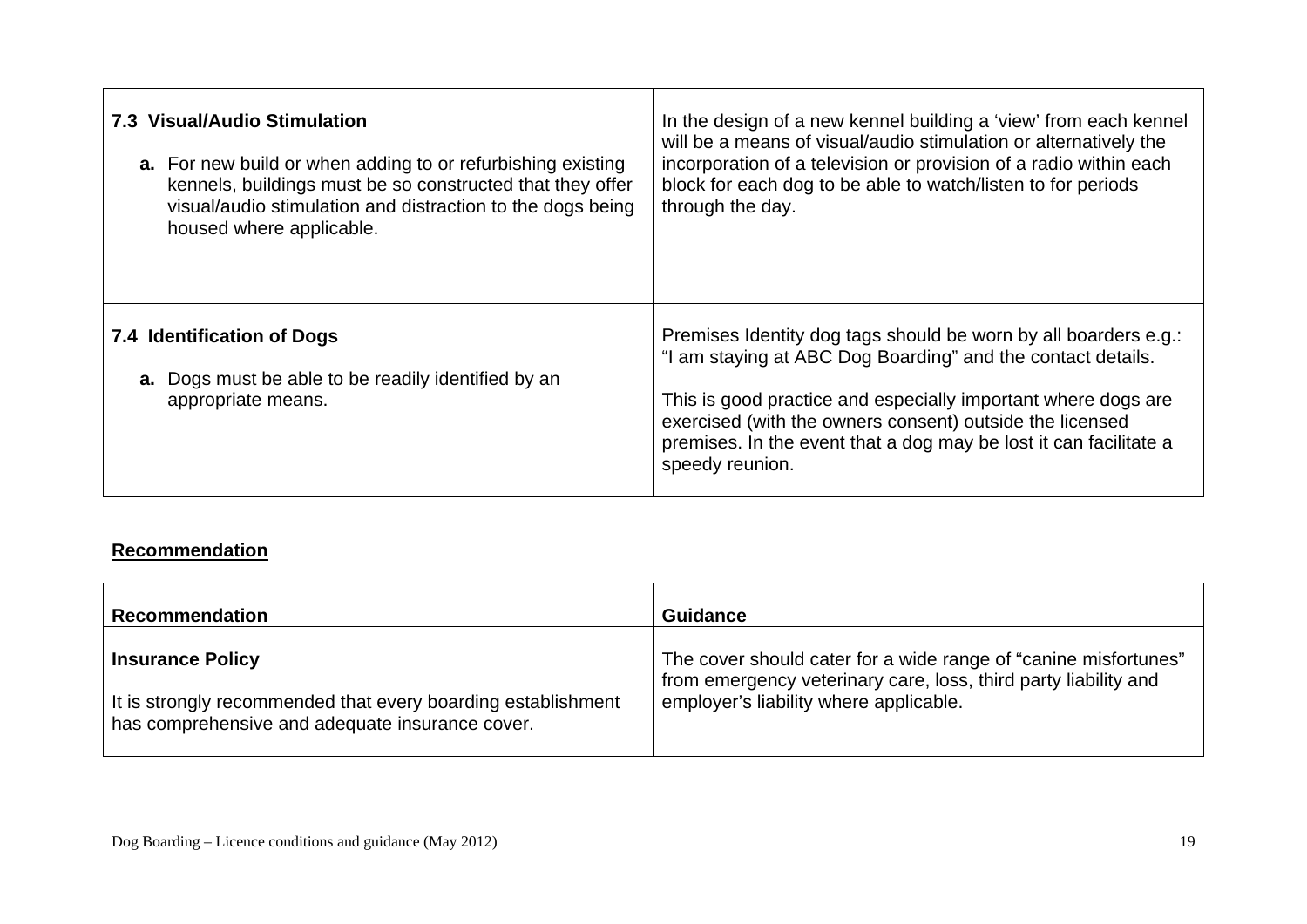| | |
|---|---|
| **7.3 Visual/Audio Stimulation**<br><br>**a.** For new build or when adding to or refurbishing existing kennels, buildings must be so constructed that they offer visual/audio stimulation and distraction to the dogs being housed where applicable. | In the design of a new kennel building a 'view' from each kennel will be a means of visual/audio stimulation or alternatively the incorporation of a television or provision of a radio within each block for each dog to be able to watch/listen to for periods through the day. |
| **7.4 Identification of Dogs**<br><br>**a.** Dogs must be able to be readily identified by an appropriate means. | Premises Identity dog tags should be worn by all boarders e.g.: "I am staying at ABC Dog Boarding" and the contact details.<br><br>This is good practice and especially important where dogs are exercised (with the owners consent) outside the licensed premises. In the event that a dog may be lost it can facilitate a speedy reunion. |

**Recommendation**

| **Recommendation** | **Guidance** |
|---|---|
| **Insurance Policy**<br><br>It is strongly recommended that every boarding establishment has comprehensive and adequate insurance cover. | The cover should cater for a wide range of "canine misfortunes" from emergency veterinary care, loss, third party liability and employer's liability where applicable. |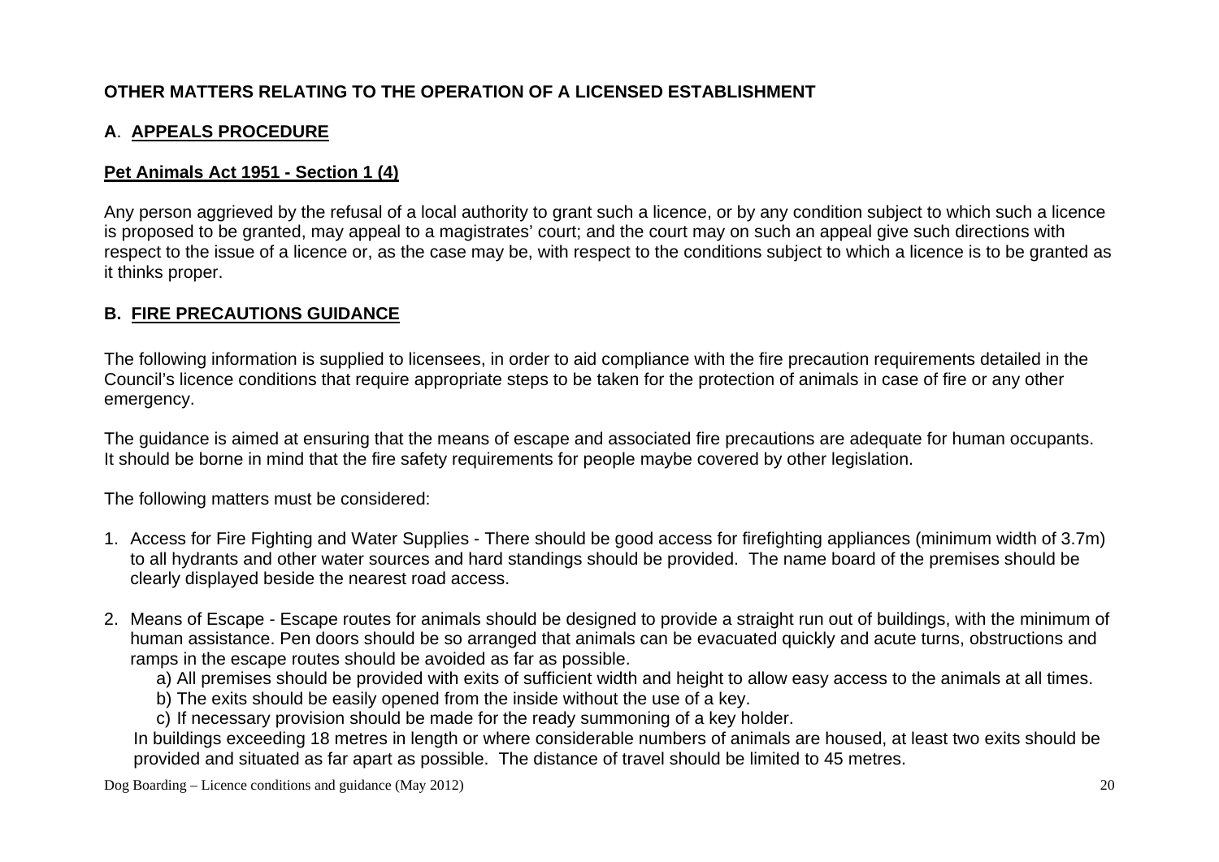## OTHER MATTERS RELATING TO THE OPERATION OF A LICENSED ESTABLISHMENT

### A. APPEALS PROCEDURE

**Pet Animals Act 1951 - Section 1 (4)**

Any person aggrieved by the refusal of a local authority to grant such a licence, or by any condition subject to which such a licence is proposed to be granted, may appeal to a magistrates' court; and the court may on such an appeal give such directions with respect to the issue of a licence or, as the case may be, with respect to the conditions subject to which a licence is to be granted as it thinks proper.

### B. FIRE PRECAUTIONS GUIDANCE

The following information is supplied to licensees, in order to aid compliance with the fire precaution requirements detailed in the Council's licence conditions that require appropriate steps to be taken for the protection of animals in case of fire or any other emergency.

The guidance is aimed at ensuring that the means of escape and associated fire precautions are adequate for human occupants. It should be borne in mind that the fire safety requirements for people maybe covered by other legislation.

The following matters must be considered:

1. Access for Fire Fighting and Water Supplies - There should be good access for firefighting appliances (minimum width of 3.7m) to all hydrants and other water sources and hard standings should be provided. The name board of the premises should be clearly displayed beside the nearest road access.

2. Means of Escape - Escape routes for animals should be designed to provide a straight run out of buildings, with the minimum of human assistance. Pen doors should be so arranged that animals can be evacuated quickly and acute turns, obstructions and ramps in the escape routes should be avoided as far as possible.
   a) All premises should be provided with exits of sufficient width and height to allow easy access to the animals at all times.
   b) The exits should be easily opened from the inside without the use of a key.
   c) If necessary provision should be made for the ready summoning of a key holder.

   In buildings exceeding 18 metres in length or where considerable numbers of animals are housed, at least two exits should be provided and situated as far apart as possible. The distance of travel should be limited to 45 metres.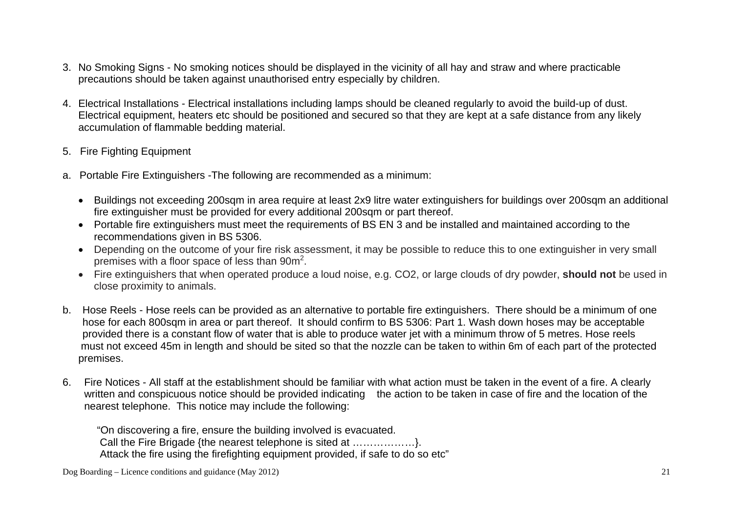3. No Smoking Signs - No smoking notices should be displayed in the vicinity of all hay and straw and where practicable precautions should be taken against unauthorised entry especially by children.

4. Electrical Installations - Electrical installations including lamps should be cleaned regularly to avoid the build-up of dust. Electrical equipment, heaters etc should be positioned and secured so that they are kept at a safe distance from any likely accumulation of flammable bedding material.

5. Fire Fighting Equipment

a. Portable Fire Extinguishers -The following are recommended as a minimum:

   - Buildings not exceeding 200sqm in area require at least 2x9 litre water extinguishers for buildings over 200sqm an additional fire extinguisher must be provided for every additional 200sqm or part thereof.
   - Portable fire extinguishers must meet the requirements of BS EN 3 and be installed and maintained according to the recommendations given in BS 5306.
   - Depending on the outcome of your fire risk assessment, it may be possible to reduce this to one extinguisher in very small premises with a floor space of less than $90m^2$.
   - Fire extinguishers that when operated produce a loud noise, e.g. CO2, or large clouds of dry powder, **should not** be used in close proximity to animals.

b. Hose Reels - Hose reels can be provided as an alternative to portable fire extinguishers. There should be a minimum of one hose for each 800sqm in area or part thereof. It should confirm to BS 5306: Part 1. Wash down hoses may be acceptable provided there is a constant flow of water that is able to produce water jet with a minimum throw of 5 metres. Hose reels must not exceed 45m in length and should be sited so that the nozzle can be taken to within 6m of each part of the protected premises.

6. Fire Notices - All staff at the establishment should be familiar with what action must be taken in the event of a fire. A clearly written and conspicuous notice should be provided indicating the action to be taken in case of fire and the location of the nearest telephone. This notice may include the following:

   "On discovering a fire, ensure the building involved is evacuated.
   Call the Fire Brigade {the nearest telephone is sited at ………………}.
   Attack the fire using the firefighting equipment provided, if safe to do so etc"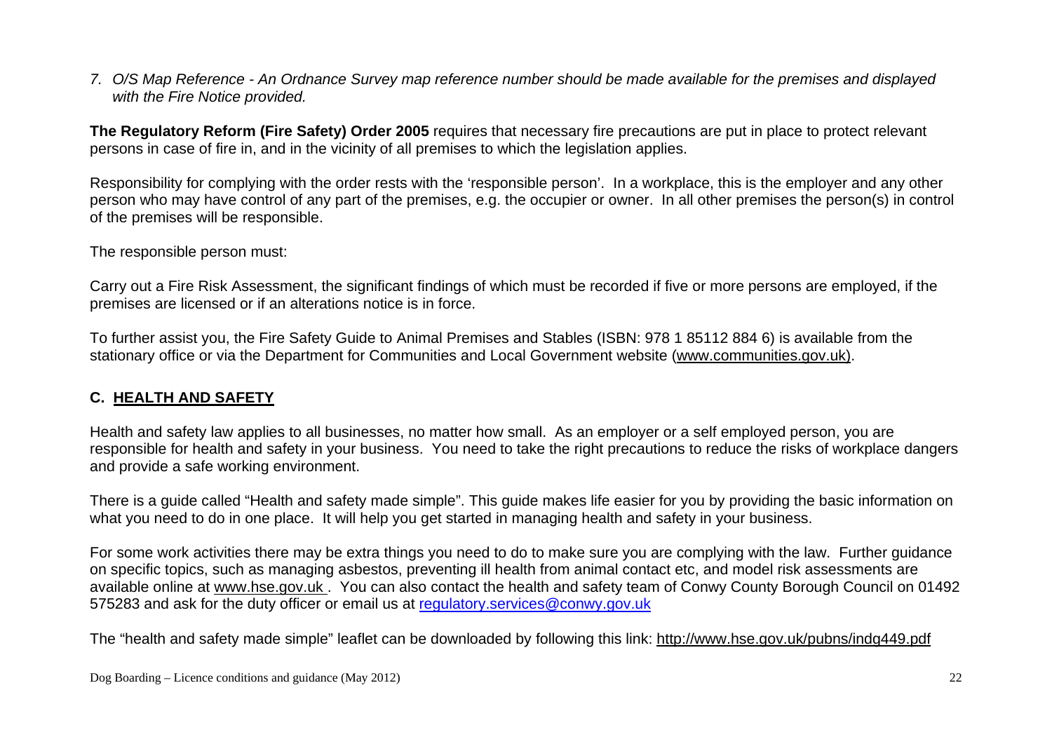*7. O/S Map Reference - An Ordnance Survey map reference number should be made available for the premises and displayed with the Fire Notice provided.*

**The Regulatory Reform (Fire Safety) Order 2005** requires that necessary fire precautions are put in place to protect relevant persons in case of fire in, and in the vicinity of all premises to which the legislation applies.

Responsibility for complying with the order rests with the 'responsible person'. In a workplace, this is the employer and any other person who may have control of any part of the premises, e.g. the occupier or owner. In all other premises the person(s) in control of the premises will be responsible.

The responsible person must:

Carry out a Fire Risk Assessment, the significant findings of which must be recorded if five or more persons are employed, if the premises are licensed or if an alterations notice is in force.

To further assist you, the Fire Safety Guide to Animal Premises and Stables (ISBN: 978 1 85112 884 6) is available from the stationary office or via the Department for Communities and Local Government website (www.communities.gov.uk).

## C. HEALTH AND SAFETY

Health and safety law applies to all businesses, no matter how small. As an employer or a self employed person, you are responsible for health and safety in your business. You need to take the right precautions to reduce the risks of workplace dangers and provide a safe working environment.

There is a guide called "Health and safety made simple". This guide makes life easier for you by providing the basic information on what you need to do in one place. It will help you get started in managing health and safety in your business.

For some work activities there may be extra things you need to do to make sure you are complying with the law. Further guidance on specific topics, such as managing asbestos, preventing ill health from animal contact etc, and model risk assessments are available online at www.hse.gov.uk . You can also contact the health and safety team of Conwy County Borough Council on 01492 575283 and ask for the duty officer or email us at regulatory.services@conwy.gov.uk

The "health and safety made simple" leaflet can be downloaded by following this link: http://www.hse.gov.uk/pubns/indg449.pdf